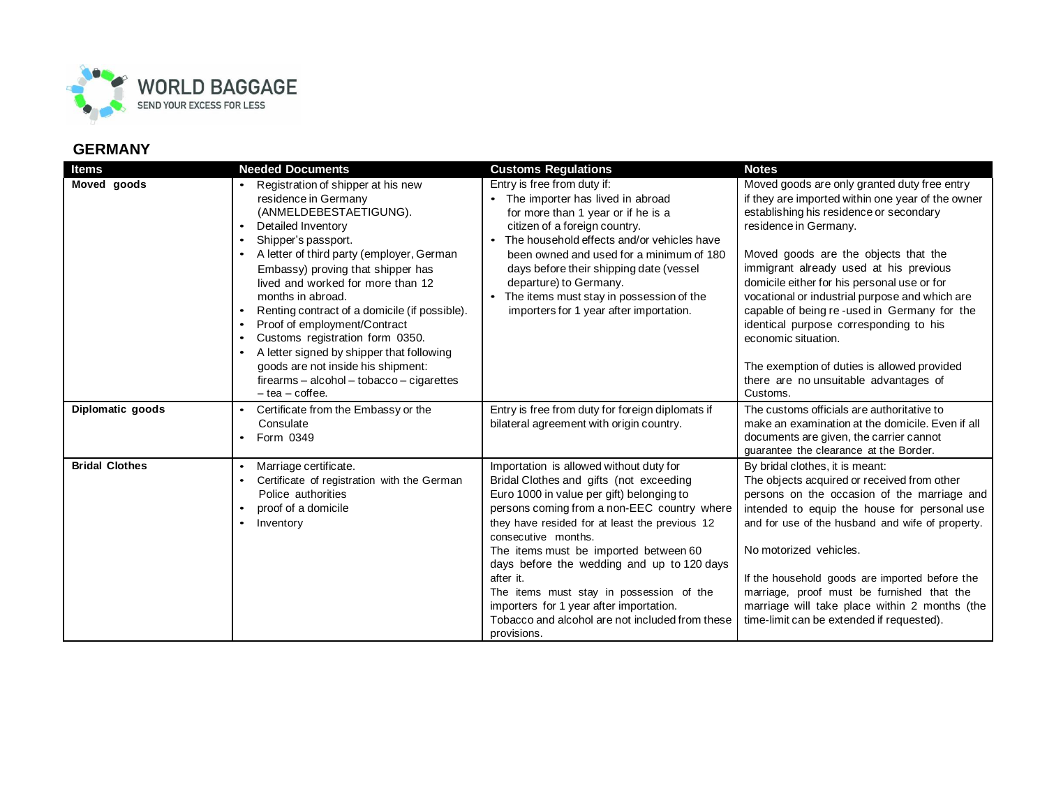WORLD BAGGAGE
SEND YOUR EXCESS FOR LESS

## GERMANY

| Items | Needed Documents | Customs Regulations | Notes |
|---|---|---|---|
| **Moved goods** | • Registration of shipper at his new residence in Germany (ANMELDEBESTAETIGUNG).<br>• Detailed Inventory<br>• Shipper's passport.<br>• A letter of third party (employer, German Embassy) proving that shipper has lived and worked for more than 12 months in abroad.<br>• Renting contract of a domicile (if possible).<br>• Proof of employment/Contract<br>• Customs registration form 0350.<br>• A letter signed by shipper that following goods are not inside his shipment: firearms – alcohol – tobacco – cigarettes – tea – coffee. | Entry is free from duty if:<br>• The importer has lived in abroad for more than 1 year or if he is a citizen of a foreign country.<br>• The household effects and/or vehicles have been owned and used for a minimum of 180 days before their shipping date (vessel departure) to Germany.<br>• The items must stay in possession of the importers for 1 year after importation. | Moved goods are only granted duty free entry if they are imported within one year of the owner establishing his residence or secondary residence in Germany.<br><br>Moved goods are the objects that the immigrant already used at his previous domicile either for his personal use or for vocational or industrial purpose and which are capable of being re -used in Germany for the identical purpose corresponding to his economic situation.<br><br>The exemption of duties is allowed provided there are no unsuitable advantages of Customs. |
| **Diplomatic goods** | • Certificate from the Embassy or the Consulate<br>• Form 0349 | Entry is free from duty for foreign diplomats if bilateral agreement with origin country. | The customs officials are authoritative to make an examination at the domicile. Even if all documents are given, the carrier cannot guarantee the clearance at the Border. |
| **Bridal Clothes** | • Marriage certificate.<br>• Certificate of registration with the German Police authorities<br>• proof of a domicile<br>• Inventory | Importation is allowed without duty for Bridal Clothes and gifts (not exceeding Euro 1000 in value per gift) belonging to persons coming from a non-EEC country where they have resided for at least the previous 12 consecutive months.<br>The items must be imported between 60 days before the wedding and up to 120 days after it.<br>The items must stay in possession of the importers for 1 year after importation.<br>Tobacco and alcohol are not included from these provisions. | By bridal clothes, it is meant:<br>The objects acquired or received from other persons on the occasion of the marriage and intended to equip the house for personal use and for use of the husband and wife of property.<br><br>No motorized vehicles.<br><br>If the household goods are imported before the marriage, proof must be furnished that the marriage will take place within 2 months (the time-limit can be extended if requested). |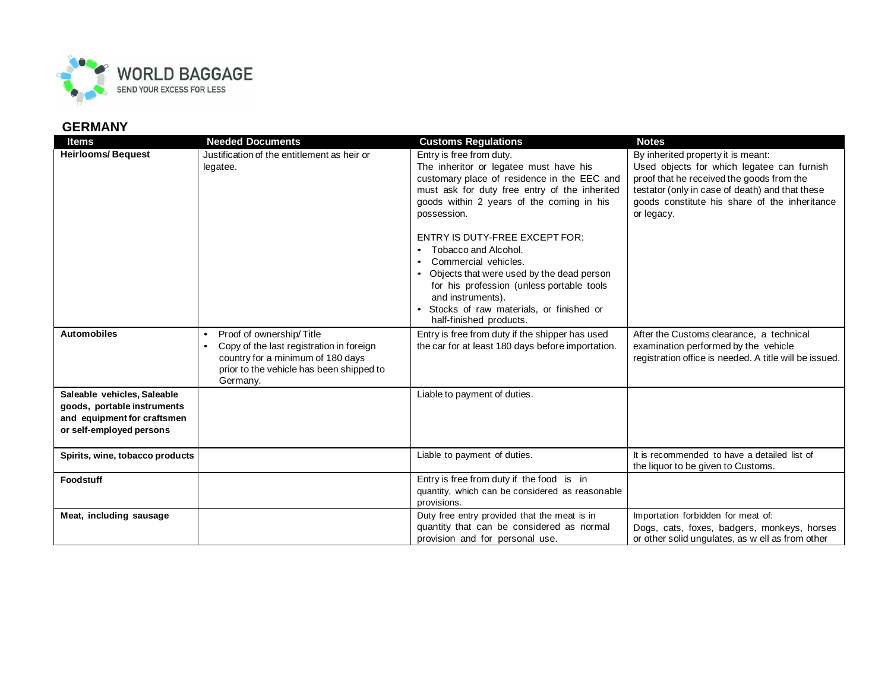## GERMANY

| Items | Needed Documents | Customs Regulations | Notes |
|---|---|---|---|
| **Heirlooms/ Bequest** | Justification of the entitlement as heir or legatee. | Entry is free from duty.<br>The inheritor or legatee must have his customary place of residence in the EEC and must ask for duty free entry of the inherited goods within 2 years of the coming in his possession.<br><br>ENTRY IS DUTY-FREE EXCEPT FOR:<br>• Tobacco and Alcohol.<br>• Commercial vehicles.<br>• Objects that were used by the dead person for his profession (unless portable tools and instruments).<br>• Stocks of raw materials, or finished or half-finished products. | By inherited property it is meant:<br>Used objects for which legatee can furnish proof that he received the goods from the testator (only in case of death) and that these goods constitute his share of the inheritance or legacy. |
| **Automobiles** | • Proof of ownership/ Title<br>• Copy of the last registration in foreign country for a minimum of 180 days prior to the vehicle has been shipped to Germany. | Entry is free from duty if the shipper has used the car for at least 180 days before importation. | After the Customs clearance, a technical examination performed by the vehicle registration office is needed. A title will be issued. |
| **Saleable vehicles, Saleable goods, portable instruments and equipment for craftsmen or self-employed persons** | | Liable to payment of duties. | |
| **Spirits, wine, tobacco products** | | Liable to payment of duties. | It is recommended to have a detailed list of the liquor to be given to Customs. |
| **Foodstuff** | | Entry is free from duty if the food is in quantity, which can be considered as reasonable provisions. | |
| **Meat, including sausage** | | Duty free entry provided that the meat is in quantity that can be considered as normal provision and for personal use. | Importation forbidden for meat of:<br>Dogs, cats, foxes, badgers, monkeys, horses or other solid ungulates, as w ell as from other |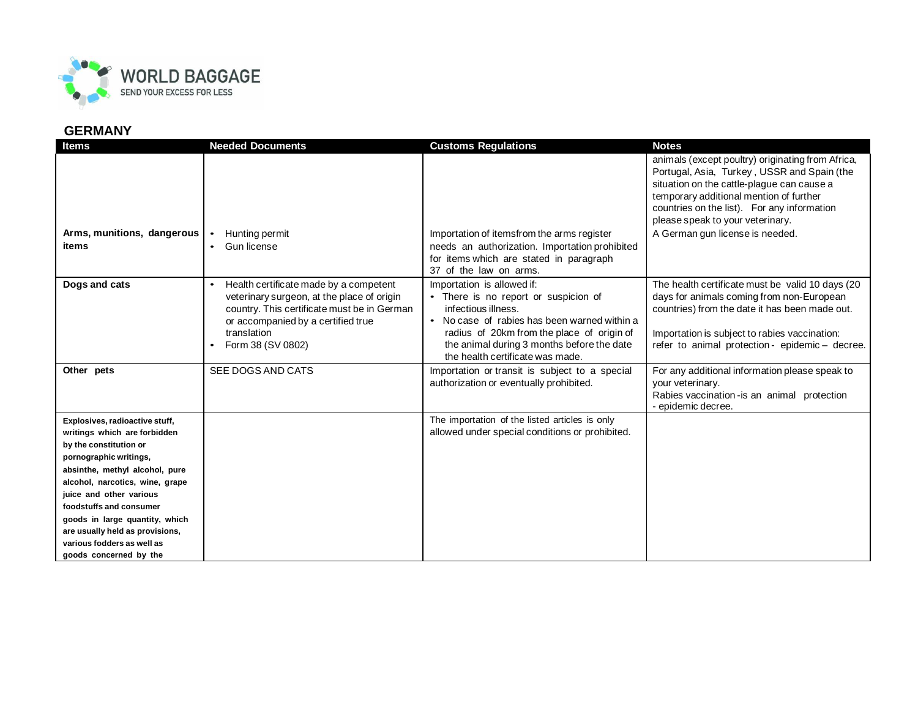## GERMANY

| Items | Needed Documents | Customs Regulations | Notes |
|---|---|---|---|
| | | | animals (except poultry) originating from Africa, Portugal, Asia, Turkey , USSR and Spain (the situation on the cattle-plague can cause a temporary additional mention of further countries on the list). For any information please speak to your veterinary. |
| **Arms, munitions, dangerous items** | • Hunting permit<br>• Gun license | Importation of itemsfrom the arms register needs an authorization. Importation prohibited for items which are stated in paragraph 37 of the law on arms. | A German gun license is needed. |
| **Dogs and cats** | • Health certificate made by a competent veterinary surgeon, at the place of origin country. This certificate must be in German or accompanied by a certified true translation<br>• Form 38 (SV 0802) | Importation is allowed if:<br>• There is no report or suspicion of infectious illness.<br>• No case of rabies has been warned within a radius of 20km from the place of origin of the animal during 3 months before the date the health certificate was made. | The health certificate must be valid 10 days (20 days for animals coming from non-European countries) from the date it has been made out.<br><br>Importation is subject to rabies vaccination: refer to animal protection - epidemic – decree. |
| **Other pets** | SEE DOGS AND CATS | Importation or transit is subject to a special authorization or eventually prohibited. | For any additional information please speak to your veterinary.<br>Rabies vaccination -is an animal protection - epidemic decree. |
| **Explosives, radioactive stuff, writings which are forbidden by the constitution or pornographic writings, absinthe, methyl alcohol, pure alcohol, narcotics, wine, grape juice and other various foodstuffs and consumer goods in large quantity, which are usually held as provisions, various fodders as well as goods concerned by the** | | The importation of the listed articles is only allowed under special conditions or prohibited. | |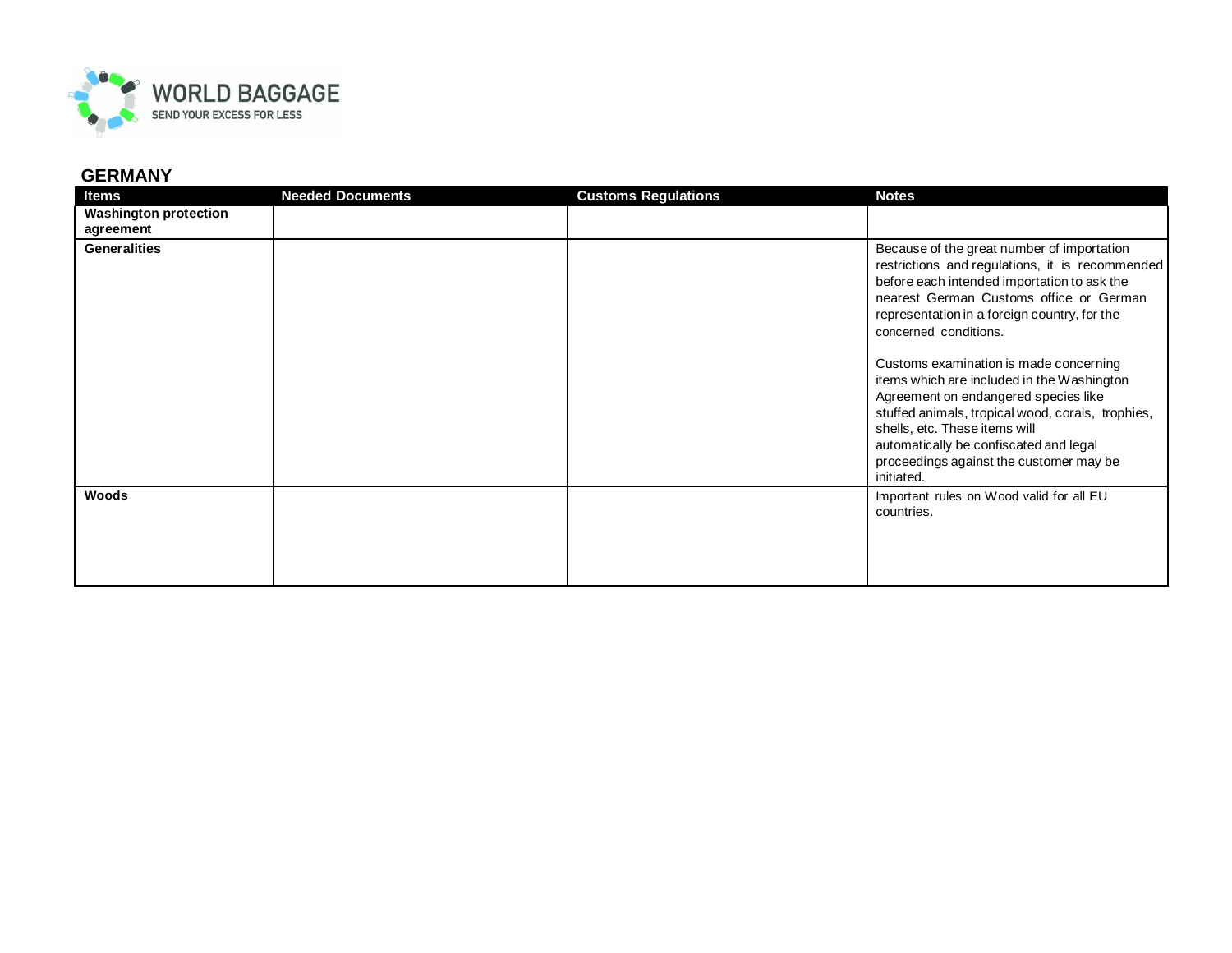## GERMANY

| Items | Needed Documents | Customs Regulations | Notes |
|---|---|---|---|
| **Washington protection agreement** | | | |
| **Generalities** | | | Because of the great number of importation restrictions and regulations, it is recommended before each intended importation to ask the nearest German Customs office or German representation in a foreign country, for the concerned conditions.<br><br>Customs examination is made concerning items which are included in the Washington Agreement on endangered species like stuffed animals, tropical wood, corals, trophies, shells, etc. These items will automatically be confiscated and legal proceedings against the customer may be initiated. |
| **Woods** | | | Important rules on Wood valid for all EU countries. |